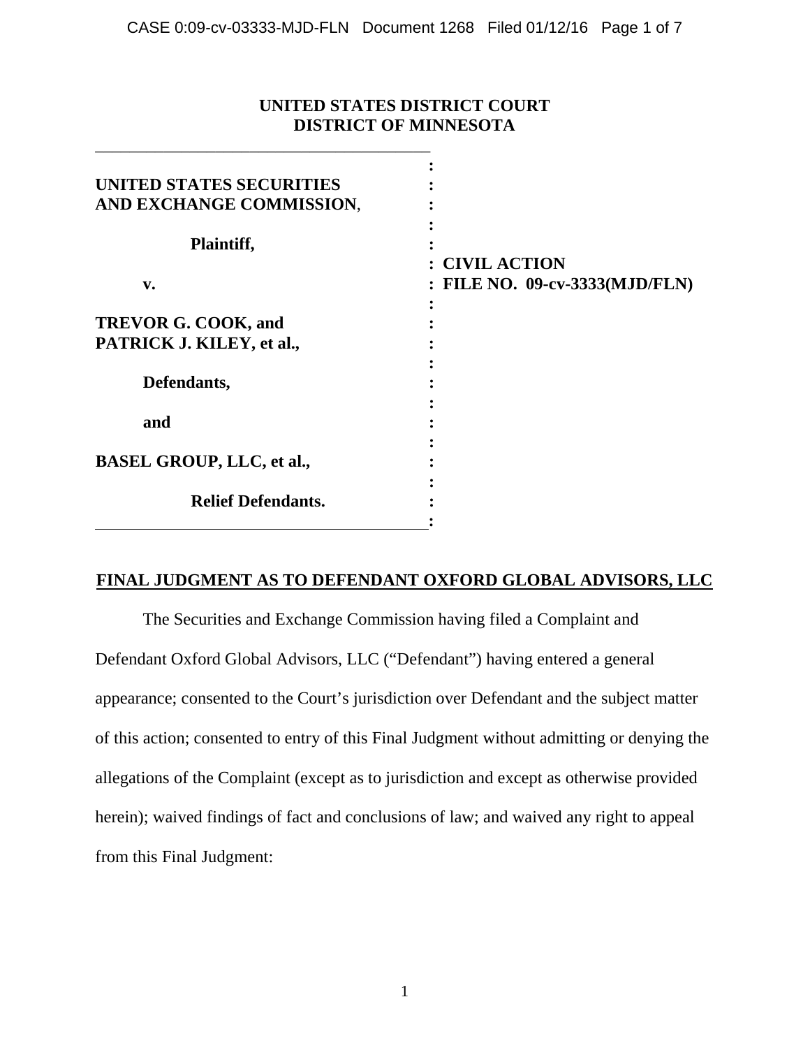**UNITED STATES DISTRICT COURT**
**DISTRICT OF MINNESOTA**

| | |
|---|---|
| **UNITED STATES SECURITIES AND EXCHANGE COMMISSION**,<br><br>**Plaintiff,**<br><br>**v.**<br><br>**TREVOR G. COOK, and PATRICK J. KILEY, et al.,**<br><br>**Defendants,**<br><br>**and**<br><br>**BASEL GROUP, LLC, et al.,**<br><br>**Relief Defendants.** | **CIVIL ACTION**<br>**FILE NO. 09-cv-3333(MJD/FLN)** |

**FINAL JUDGMENT AS TO DEFENDANT OXFORD GLOBAL ADVISORS, LLC**

The Securities and Exchange Commission having filed a Complaint and Defendant Oxford Global Advisors, LLC ("Defendant") having entered a general appearance; consented to the Court's jurisdiction over Defendant and the subject matter of this action; consented to entry of this Final Judgment without admitting or denying the allegations of the Complaint (except as to jurisdiction and except as otherwise provided herein); waived findings of fact and conclusions of law; and waived any right to appeal from this Final Judgment: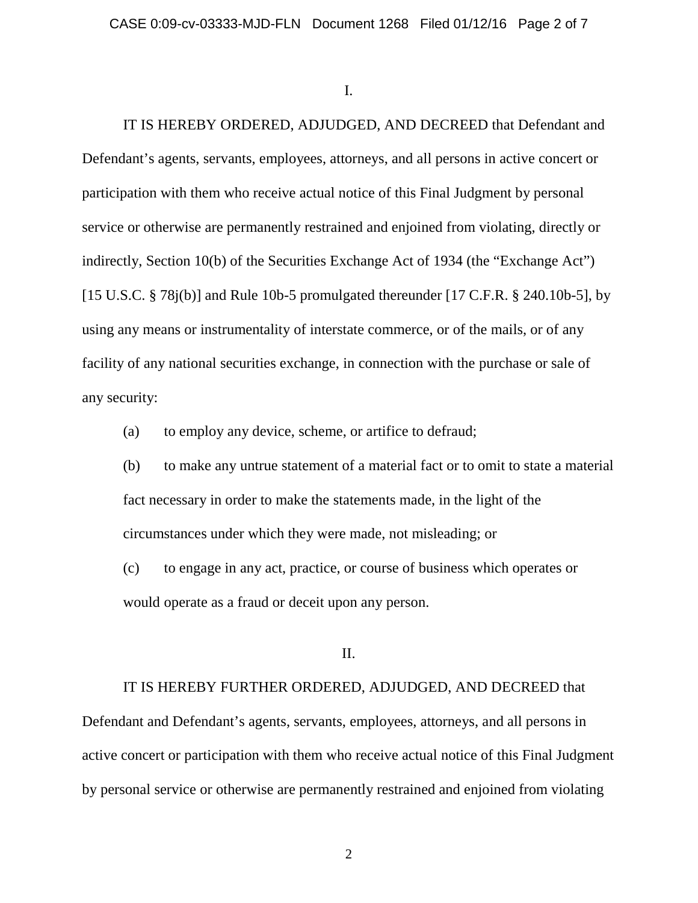I.

IT IS HEREBY ORDERED, ADJUDGED, AND DECREED that Defendant and Defendant's agents, servants, employees, attorneys, and all persons in active concert or participation with them who receive actual notice of this Final Judgment by personal service or otherwise are permanently restrained and enjoined from violating, directly or indirectly, Section 10(b) of the Securities Exchange Act of 1934 (the "Exchange Act") [15 U.S.C. § 78j(b)] and Rule 10b-5 promulgated thereunder [17 C.F.R. § 240.10b-5], by using any means or instrumentality of interstate commerce, or of the mails, or of any facility of any national securities exchange, in connection with the purchase or sale of any security:

(a) to employ any device, scheme, or artifice to defraud;

(b) to make any untrue statement of a material fact or to omit to state a material fact necessary in order to make the statements made, in the light of the circumstances under which they were made, not misleading; or

(c) to engage in any act, practice, or course of business which operates or would operate as a fraud or deceit upon any person.

II.

IT IS HEREBY FURTHER ORDERED, ADJUDGED, AND DECREED that Defendant and Defendant's agents, servants, employees, attorneys, and all persons in active concert or participation with them who receive actual notice of this Final Judgment by personal service or otherwise are permanently restrained and enjoined from violating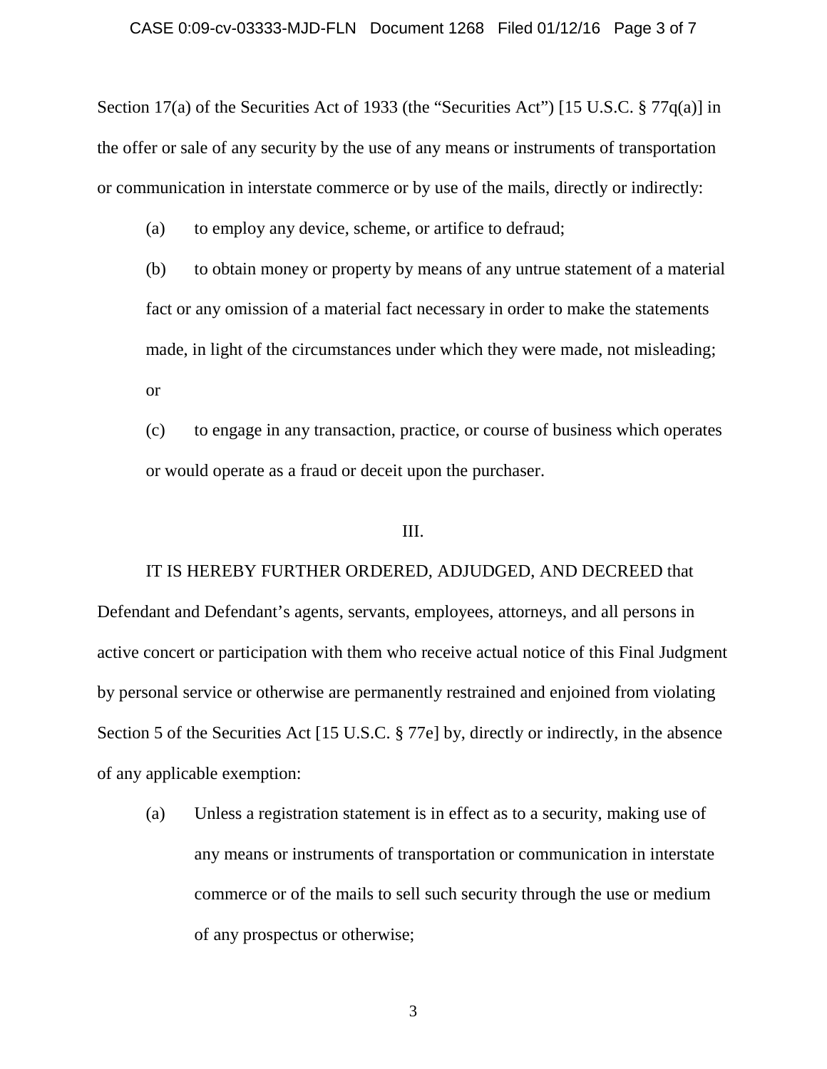Section 17(a) of the Securities Act of 1933 (the "Securities Act") [15 U.S.C. § 77q(a)] in the offer or sale of any security by the use of any means or instruments of transportation or communication in interstate commerce or by use of the mails, directly or indirectly:

(a) to employ any device, scheme, or artifice to defraud;

(b) to obtain money or property by means of any untrue statement of a material fact or any omission of a material fact necessary in order to make the statements made, in light of the circumstances under which they were made, not misleading; or

(c) to engage in any transaction, practice, or course of business which operates or would operate as a fraud or deceit upon the purchaser.

III.

IT IS HEREBY FURTHER ORDERED, ADJUDGED, AND DECREED that Defendant and Defendant's agents, servants, employees, attorneys, and all persons in active concert or participation with them who receive actual notice of this Final Judgment by personal service or otherwise are permanently restrained and enjoined from violating Section 5 of the Securities Act [15 U.S.C. § 77e] by, directly or indirectly, in the absence of any applicable exemption:

(a) Unless a registration statement is in effect as to a security, making use of any means or instruments of transportation or communication in interstate commerce or of the mails to sell such security through the use or medium of any prospectus or otherwise;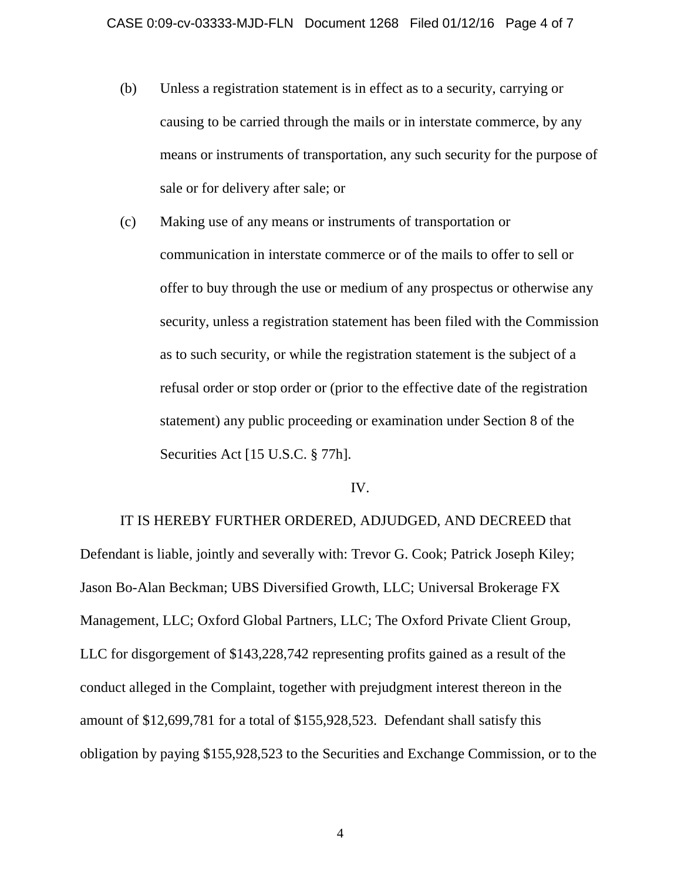(b) Unless a registration statement is in effect as to a security, carrying or causing to be carried through the mails or in interstate commerce, by any means or instruments of transportation, any such security for the purpose of sale or for delivery after sale; or

(c) Making use of any means or instruments of transportation or communication in interstate commerce or of the mails to offer to sell or offer to buy through the use or medium of any prospectus or otherwise any security, unless a registration statement has been filed with the Commission as to such security, or while the registration statement is the subject of a refusal order or stop order or (prior to the effective date of the registration statement) any public proceeding or examination under Section 8 of the Securities Act [15 U.S.C. § 77h].

IV.

IT IS HEREBY FURTHER ORDERED, ADJUDGED, AND DECREED that Defendant is liable, jointly and severally with: Trevor G. Cook; Patrick Joseph Kiley; Jason Bo-Alan Beckman; UBS Diversified Growth, LLC; Universal Brokerage FX Management, LLC; Oxford Global Partners, LLC; The Oxford Private Client Group, LLC for disgorgement of $143,228,742 representing profits gained as a result of the conduct alleged in the Complaint, together with prejudgment interest thereon in the amount of $12,699,781 for a total of $155,928,523. Defendant shall satisfy this obligation by paying $155,928,523 to the Securities and Exchange Commission, or to the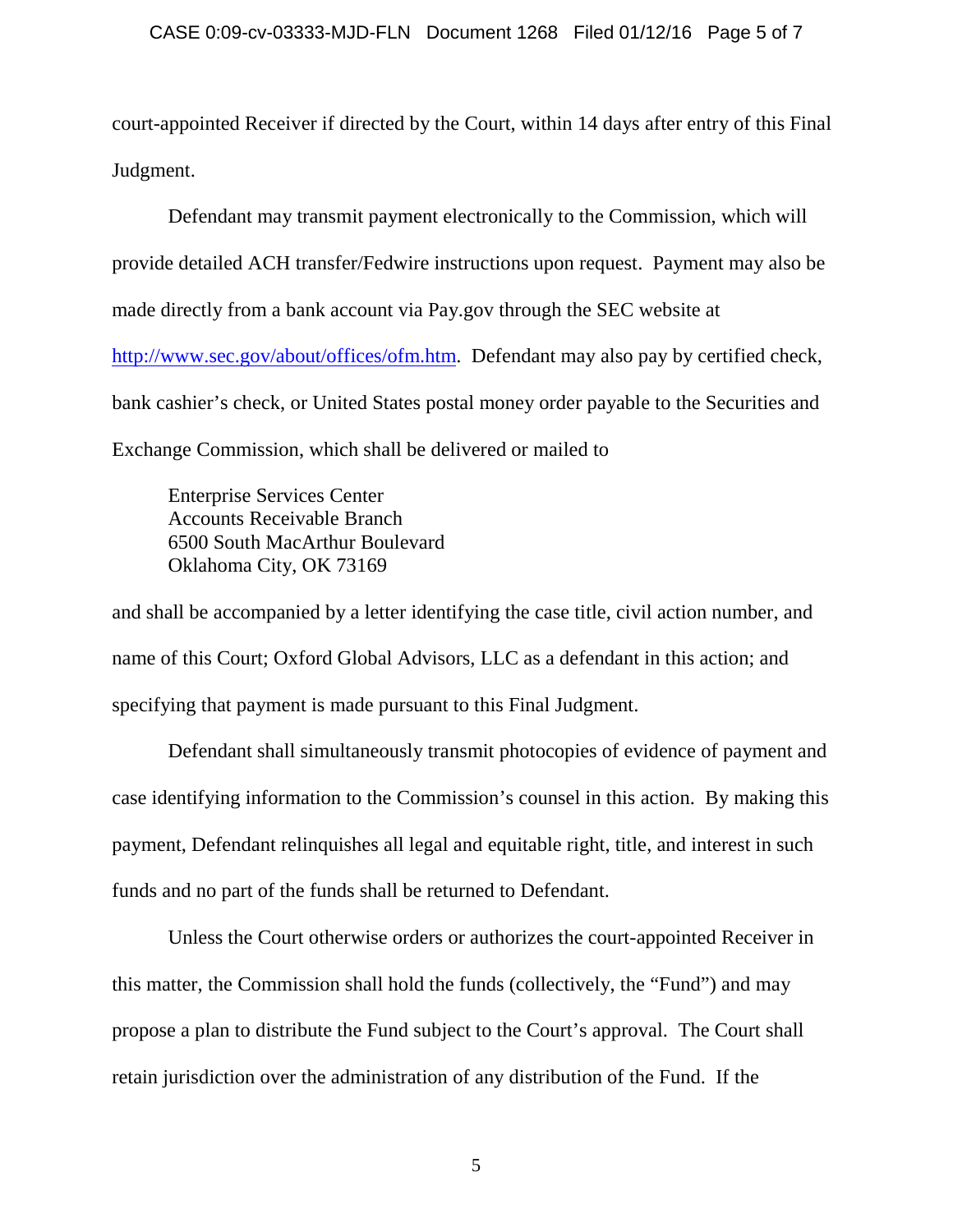court-appointed Receiver if directed by the Court, within 14 days after entry of this Final Judgment.

Defendant may transmit payment electronically to the Commission, which will provide detailed ACH transfer/Fedwire instructions upon request. Payment may also be made directly from a bank account via Pay.gov through the SEC website at http://www.sec.gov/about/offices/ofm.htm. Defendant may also pay by certified check, bank cashier's check, or United States postal money order payable to the Securities and Exchange Commission, which shall be delivered or mailed to

Enterprise Services Center
Accounts Receivable Branch
6500 South MacArthur Boulevard
Oklahoma City, OK 73169

and shall be accompanied by a letter identifying the case title, civil action number, and name of this Court; Oxford Global Advisors, LLC as a defendant in this action; and specifying that payment is made pursuant to this Final Judgment.

Defendant shall simultaneously transmit photocopies of evidence of payment and case identifying information to the Commission's counsel in this action. By making this payment, Defendant relinquishes all legal and equitable right, title, and interest in such funds and no part of the funds shall be returned to Defendant.

Unless the Court otherwise orders or authorizes the court-appointed Receiver in this matter, the Commission shall hold the funds (collectively, the "Fund") and may propose a plan to distribute the Fund subject to the Court's approval. The Court shall retain jurisdiction over the administration of any distribution of the Fund. If the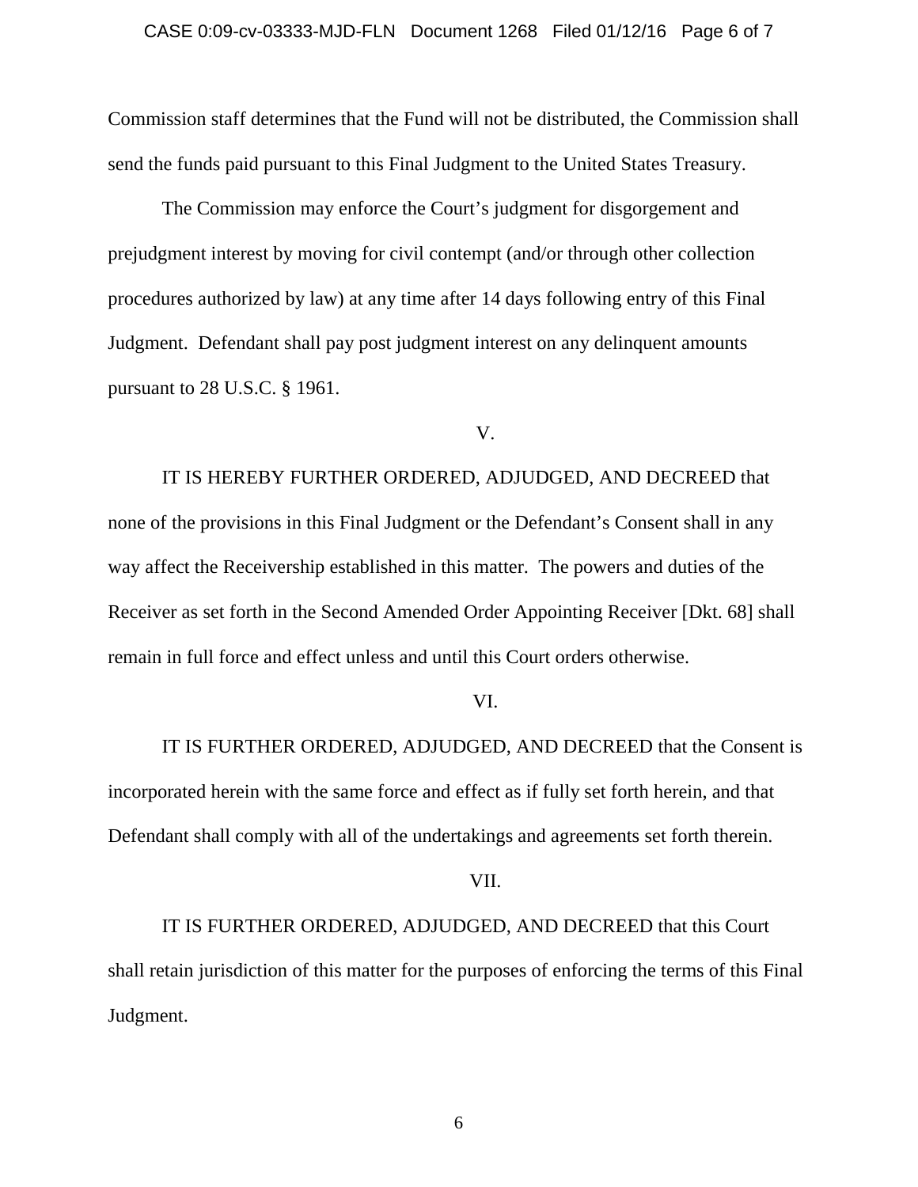Commission staff determines that the Fund will not be distributed, the Commission shall send the funds paid pursuant to this Final Judgment to the United States Treasury.

The Commission may enforce the Court's judgment for disgorgement and prejudgment interest by moving for civil contempt (and/or through other collection procedures authorized by law) at any time after 14 days following entry of this Final Judgment. Defendant shall pay post judgment interest on any delinquent amounts pursuant to 28 U.S.C. § 1961.

V.

IT IS HEREBY FURTHER ORDERED, ADJUDGED, AND DECREED that none of the provisions in this Final Judgment or the Defendant's Consent shall in any way affect the Receivership established in this matter. The powers and duties of the Receiver as set forth in the Second Amended Order Appointing Receiver [Dkt. 68] shall remain in full force and effect unless and until this Court orders otherwise.

VI.

IT IS FURTHER ORDERED, ADJUDGED, AND DECREED that the Consent is incorporated herein with the same force and effect as if fully set forth herein, and that Defendant shall comply with all of the undertakings and agreements set forth therein.

VII.

IT IS FURTHER ORDERED, ADJUDGED, AND DECREED that this Court shall retain jurisdiction of this matter for the purposes of enforcing the terms of this Final Judgment.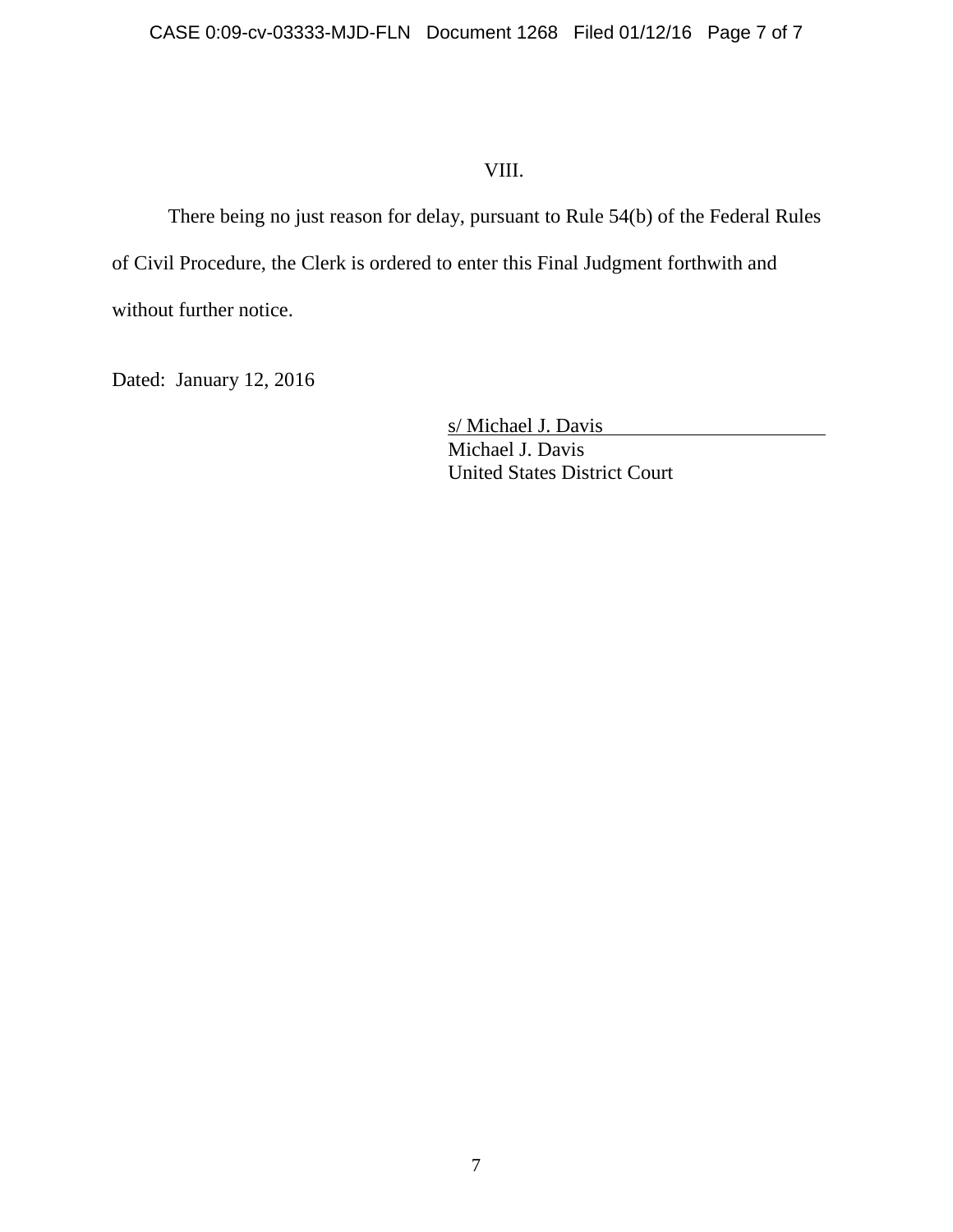VIII.

There being no just reason for delay, pursuant to Rule 54(b) of the Federal Rules of Civil Procedure, the Clerk is ordered to enter this Final Judgment forthwith and without further notice.

Dated: January 12, 2016

s/ Michael J. Davis
Michael J. Davis
United States District Court